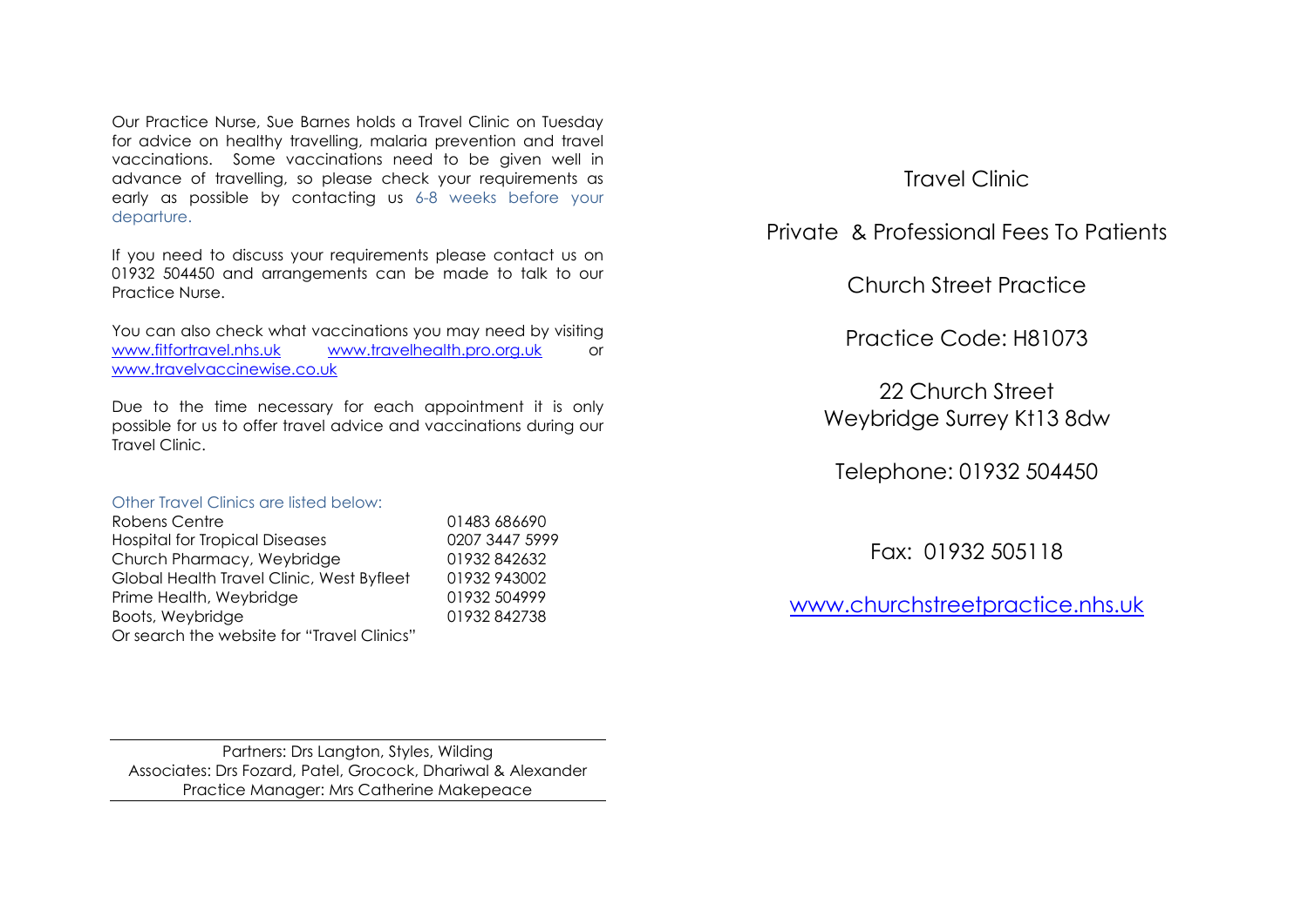Our Practice Nurse, Sue Barnes holds a Travel Clinic on Tuesday for advice on healthy travelling, malaria prevention and travel vaccinations. Some vaccinations need to be given well in advance of travelling, so please check your requirements as early as possible by contacting us 6-8 weeks before your departure.

If you need to discuss your requirements please contact us on 01932 504450 and arrangements can be made to talk to our Practice Nurse.

You can also check what vaccinations you may need by visiting [www.fitfortravel.nhs.uk](http://www.fitfortravel.nhs.uk) [www.travelhealth.pro.org.uk](http://www.travelhealth.pro.org.uk) or [www.travelvaccinewise.co.uk](http://www.travelvaccinewise.co.uk)

Due to the time necessary for each appointment it is only possible for us to offer travel advice and vaccinations during our Travel Clinic.

Other Travel Clinics are listed below:

| | |
|---|---|
| Robens Centre | 01483 686690 |
| Hospital for Tropical Diseases | 0207 3447 5999 |
| Church Pharmacy, Weybridge | 01932 842632 |
| Global Health Travel Clinic, West Byfleet | 01932 943002 |
| Prime Health, Weybridge | 01932 504999 |
| Boots, Weybridge | 01932 842738 |

Or search the website for "Travel Clinics"

---

Partners: Drs Langton, Styles, Wilding
Associates: Drs Fozard, Patel, Grocock, Dhariwal & Alexander
Practice Manager: Mrs Catherine Makepeace

---

# Travel Clinic

## Private & Professional Fees To Patients

## Church Street Practice

Practice Code: H81073

22 Church Street
Weybridge Surrey Kt13 8dw

Telephone: 01932 504450

Fax: 01932 505118

[www.churchstreetpractice.nhs.uk](http://www.churchstreetpractice.nhs.uk)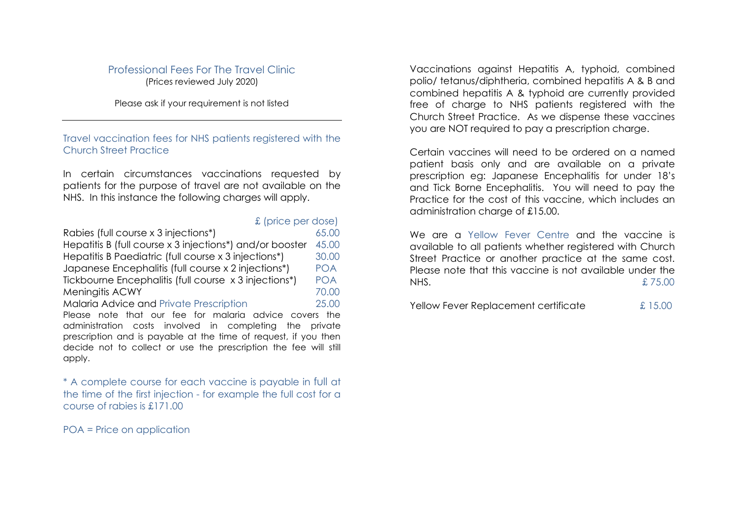## Professional Fees For The Travel Clinic

(Prices reviewed July 2020)

Please ask if your requirement is not listed

---

### Travel vaccination fees for NHS patients registered with the Church Street Practice

In certain circumstances vaccinations requested by patients for the purpose of travel are not available on the NHS. In this instance the following charges will apply.

| | £ (price per dose) |
|---|---|
| Rabies (full course x 3 injections*) | 65.00 |
| Hepatitis B (full course x 3 injections*) and/or booster | 45.00 |
| Hepatitis B Paediatric (full course x 3 injections*) | 30.00 |
| Japanese Encephalitis (full course x 2 injections*) | POA |
| Tickbourne Encephalitis (full course x 3 injections*) | POA |
| Meningitis ACWY | 70.00 |
| Malaria Advice and Private Prescription | 25.00 |

Please note that our fee for malaria advice covers the administration costs involved in completing the private prescription and is payable at the time of request, if you then decide not to collect or use the prescription the fee will still apply.

* A complete course for each vaccine is payable in full at the time of the first injection - for example the full cost for a course of rabies is £171.00

POA = Price on application

Vaccinations against Hepatitis A, typhoid, combined polio/ tetanus/diphtheria, combined hepatitis A & B and combined hepatitis A & typhoid are currently provided free of charge to NHS patients registered with the Church Street Practice. As we dispense these vaccines you are NOT required to pay a prescription charge.

Certain vaccines will need to be ordered on a named patient basis only and are available on a private prescription eg: Japanese Encephalitis for under 18's and Tick Borne Encephalitis. You will need to pay the Practice for the cost of this vaccine, which includes an administration charge of £15.00.

We are a Yellow Fever Centre and the vaccine is available to all patients whether registered with Church Street Practice or another practice at the same cost. Please note that this vaccine is not available under the NHS. £ 75.00

Yellow Fever Replacement certificate £ 15.00